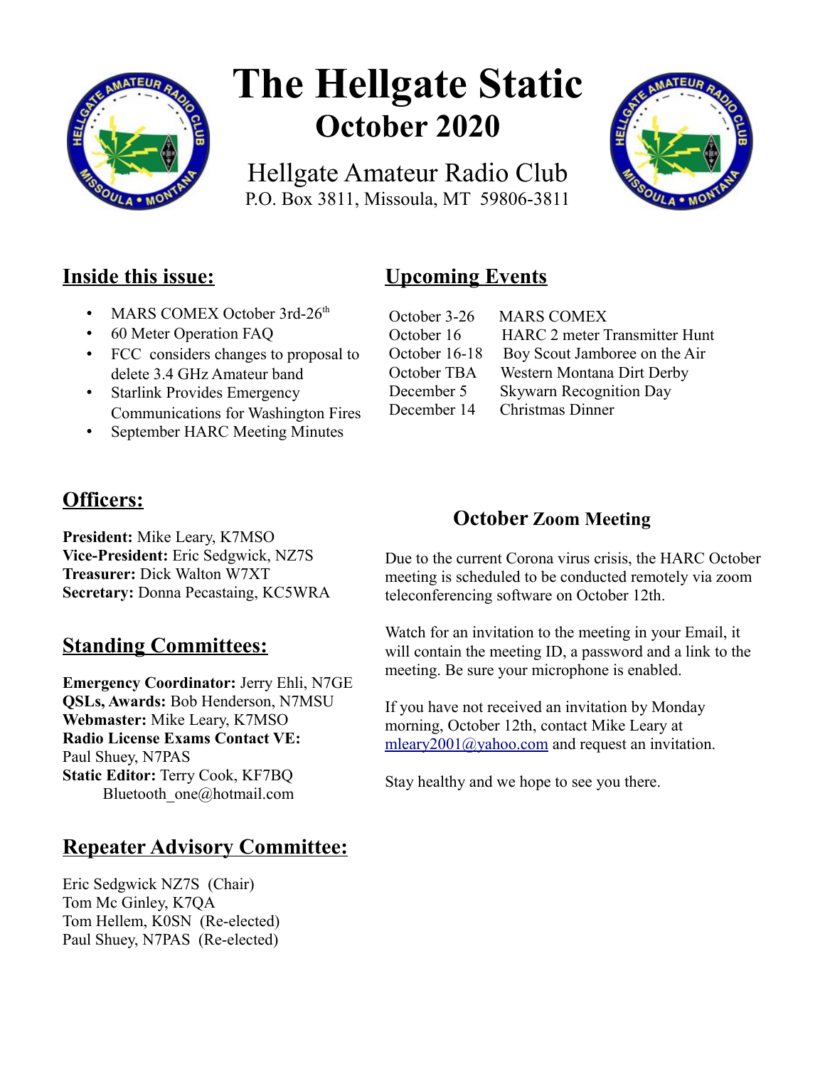# The Hellgate Static

## October 2020

Hellgate Amateur Radio Club
P.O. Box 3811, Missoula, MT 59806-3811

## Inside this issue:

- MARS COMEX October 3rd-26th
- 60 Meter Operation FAQ
- FCC considers changes to proposal to delete 3.4 GHz Amateur band
- Starlink Provides Emergency Communications for Washington Fires
- September HARC Meeting Minutes

## Upcoming Events

| | |
|---|---|
| October 3-26 | MARS COMEX |
| October 16 | HARC 2 meter Transmitter Hunt |
| October 16-18 | Boy Scout Jamboree on the Air |
| October TBA | Western Montana Dirt Derby |
| December 5 | Skywarn Recognition Day |
| December 14 | Christmas Dinner |

## Officers:

**President:** Mike Leary, K7MSO
**Vice-President:** Eric Sedgwick, NZ7S
**Treasurer:** Dick Walton W7XT
**Secretary:** Donna Pecastaing, KC5WRA

## Standing Committees:

**Emergency Coordinator:** Jerry Ehli, N7GE
**QSLs, Awards:** Bob Henderson, N7MSU
**Webmaster:** Mike Leary, K7MSO
**Radio License Exams Contact VE:** Paul Shuey, N7PAS
**Static Editor:** Terry Cook, KF7BQ
Bluetooth_one@hotmail.com

## Repeater Advisory Committee:

Eric Sedgwick NZ7S (Chair)
Tom Mc Ginley, K7QA
Tom Hellem, K0SN (Re-elected)
Paul Shuey, N7PAS (Re-elected)

### October Zoom Meeting

Due to the current Corona virus crisis, the HARC October meeting is scheduled to be conducted remotely via zoom teleconferencing software on October 12th.

Watch for an invitation to the meeting in your Email, it will contain the meeting ID, a password and a link to the meeting. Be sure your microphone is enabled.

If you have not received an invitation by Monday morning, October 12th, contact Mike Leary at mleary2001@yahoo.com and request an invitation.

Stay healthy and we hope to see you there.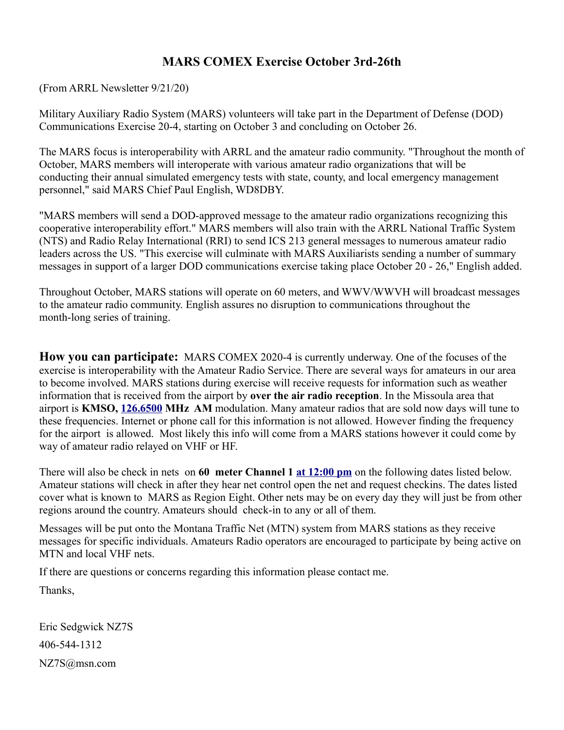## MARS COMEX Exercise October 3rd-26th

(From ARRL Newsletter 9/21/20)

Military Auxiliary Radio System (MARS) volunteers will take part in the Department of Defense (DOD) Communications Exercise 20-4, starting on October 3 and concluding on October 26.

The MARS focus is interoperability with ARRL and the amateur radio community. "Throughout the month of October, MARS members will interoperate with various amateur radio organizations that will be conducting their annual simulated emergency tests with state, county, and local emergency management personnel," said MARS Chief Paul English, WD8DBY.

"MARS members will send a DOD-approved message to the amateur radio organizations recognizing this cooperative interoperability effort." MARS members will also train with the ARRL National Traffic System (NTS) and Radio Relay International (RRI) to send ICS 213 general messages to numerous amateur radio leaders across the US. "This exercise will culminate with MARS Auxiliarists sending a number of summary messages in support of a larger DOD communications exercise taking place October 20 - 26," English added.

Throughout October, MARS stations will operate on 60 meters, and WWV/WWVH will broadcast messages to the amateur radio community. English assures no disruption to communications throughout the month-long series of training.

**How you can participate:** MARS COMEX 2020-4 is currently underway. One of the focuses of the exercise is interoperability with the Amateur Radio Service. There are several ways for amateurs in our area to become involved. MARS stations during exercise will receive requests for information such as weather information that is received from the airport by **over the air radio reception**. In the Missoula area that airport is **KMSO, 126.6500 MHz AM** modulation. Many amateur radios that are sold now days will tune to these frequencies. Internet or phone call for this information is not allowed. However finding the frequency for the airport is allowed. Most likely this info will come from a MARS stations however it could come by way of amateur radio relayed on VHF or HF.

There will also be check in nets on **60 meter Channel 1 at 12:00 pm** on the following dates listed below. Amateur stations will check in after they hear net control open the net and request checkins. The dates listed cover what is known to MARS as Region Eight. Other nets may be on every day they will just be from other regions around the country. Amateurs should check-in to any or all of them.

Messages will be put onto the Montana Traffic Net (MTN) system from MARS stations as they receive messages for specific individuals. Amateurs Radio operators are encouraged to participate by being active on MTN and local VHF nets.

If there are questions or concerns regarding this information please contact me.

Thanks,

Eric Sedgwick NZ7S

406-544-1312

NZ7S@msn.com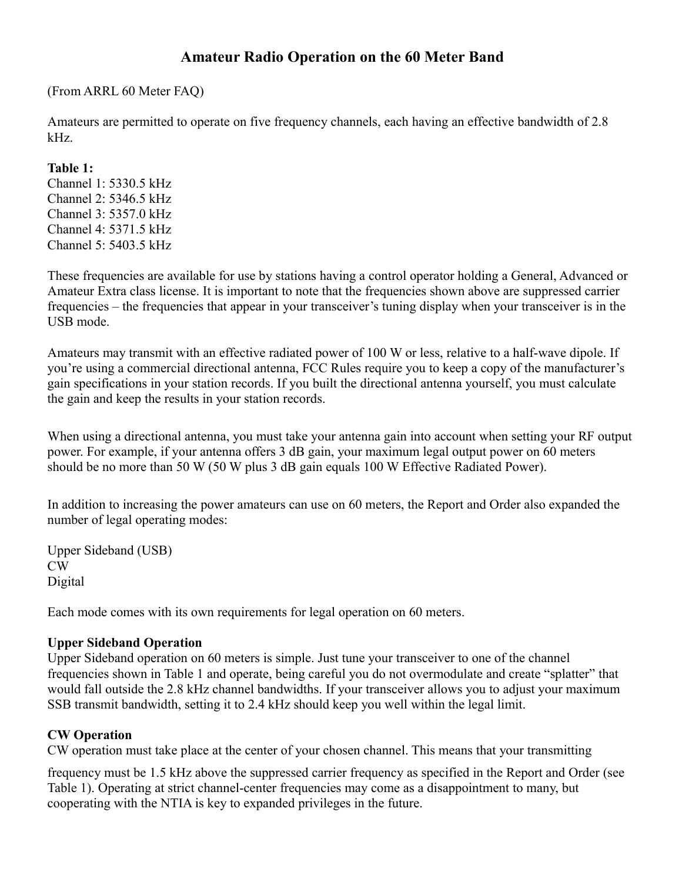# Amateur Radio Operation on the 60 Meter Band

(From ARRL 60 Meter FAQ)

Amateurs are permitted to operate on five frequency channels, each having an effective bandwidth of 2.8 kHz.

**Table 1:**
Channel 1: 5330.5 kHz
Channel 2: 5346.5 kHz
Channel 3: 5357.0 kHz
Channel 4: 5371.5 kHz
Channel 5: 5403.5 kHz

These frequencies are available for use by stations having a control operator holding a General, Advanced or Amateur Extra class license. It is important to note that the frequencies shown above are suppressed carrier frequencies – the frequencies that appear in your transceiver's tuning display when your transceiver is in the USB mode.

Amateurs may transmit with an effective radiated power of 100 W or less, relative to a half-wave dipole. If you're using a commercial directional antenna, FCC Rules require you to keep a copy of the manufacturer's gain specifications in your station records. If you built the directional antenna yourself, you must calculate the gain and keep the results in your station records.

When using a directional antenna, you must take your antenna gain into account when setting your RF output power. For example, if your antenna offers 3 dB gain, your maximum legal output power on 60 meters should be no more than 50 W (50 W plus 3 dB gain equals 100 W Effective Radiated Power).

In addition to increasing the power amateurs can use on 60 meters, the Report and Order also expanded the number of legal operating modes:

Upper Sideband (USB)
CW
Digital

Each mode comes with its own requirements for legal operation on 60 meters.

**Upper Sideband Operation**
Upper Sideband operation on 60 meters is simple. Just tune your transceiver to one of the channel frequencies shown in Table 1 and operate, being careful you do not overmodulate and create "splatter" that would fall outside the 2.8 kHz channel bandwidths. If your transceiver allows you to adjust your maximum SSB transmit bandwidth, setting it to 2.4 kHz should keep you well within the legal limit.

**CW Operation**
CW operation must take place at the center of your chosen channel. This means that your transmitting frequency must be 1.5 kHz above the suppressed carrier frequency as specified in the Report and Order (see Table 1). Operating at strict channel-center frequencies may come as a disappointment to many, but cooperating with the NTIA is key to expanded privileges in the future.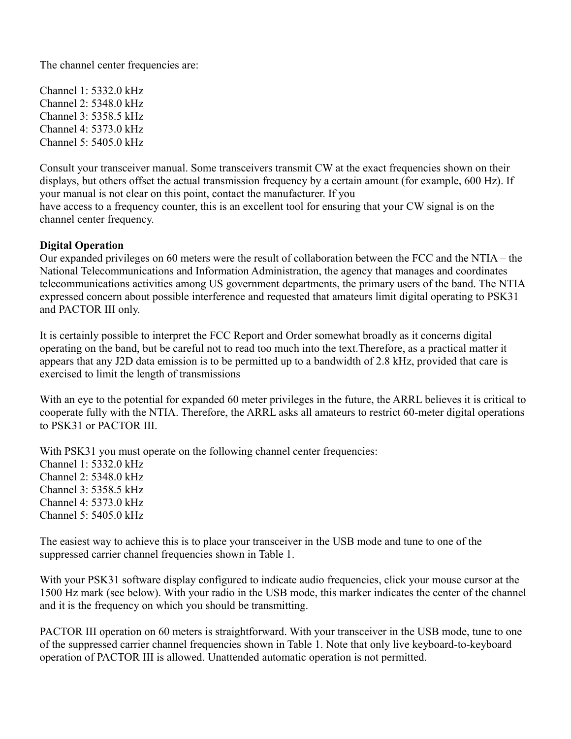The channel center frequencies are:

Channel 1: 5332.0 kHz
Channel 2: 5348.0 kHz
Channel 3: 5358.5 kHz
Channel 4: 5373.0 kHz
Channel 5: 5405.0 kHz

Consult your transceiver manual. Some transceivers transmit CW at the exact frequencies shown on their displays, but others offset the actual transmission frequency by a certain amount (for example, 600 Hz). If your manual is not clear on this point, contact the manufacturer. If you
have access to a frequency counter, this is an excellent tool for ensuring that your CW signal is on the channel center frequency.

**Digital Operation**

Our expanded privileges on 60 meters were the result of collaboration between the FCC and the NTIA – the National Telecommunications and Information Administration, the agency that manages and coordinates telecommunications activities among US government departments, the primary users of the band. The NTIA expressed concern about possible interference and requested that amateurs limit digital operating to PSK31 and PACTOR III only.

It is certainly possible to interpret the FCC Report and Order somewhat broadly as it concerns digital operating on the band, but be careful not to read too much into the text.Therefore, as a practical matter it appears that any J2D data emission is to be permitted up to a bandwidth of 2.8 kHz, provided that care is exercised to limit the length of transmissions

With an eye to the potential for expanded 60 meter privileges in the future, the ARRL believes it is critical to cooperate fully with the NTIA. Therefore, the ARRL asks all amateurs to restrict 60-meter digital operations to PSK31 or PACTOR III.

With PSK31 you must operate on the following channel center frequencies:
Channel 1: 5332.0 kHz
Channel 2: 5348.0 kHz
Channel 3: 5358.5 kHz
Channel 4: 5373.0 kHz
Channel 5: 5405.0 kHz

The easiest way to achieve this is to place your transceiver in the USB mode and tune to one of the suppressed carrier channel frequencies shown in Table 1.

With your PSK31 software display configured to indicate audio frequencies, click your mouse cursor at the 1500 Hz mark (see below). With your radio in the USB mode, this marker indicates the center of the channel and it is the frequency on which you should be transmitting.

PACTOR III operation on 60 meters is straightforward. With your transceiver in the USB mode, tune to one of the suppressed carrier channel frequencies shown in Table 1. Note that only live keyboard-to-keyboard operation of PACTOR III is allowed. Unattended automatic operation is not permitted.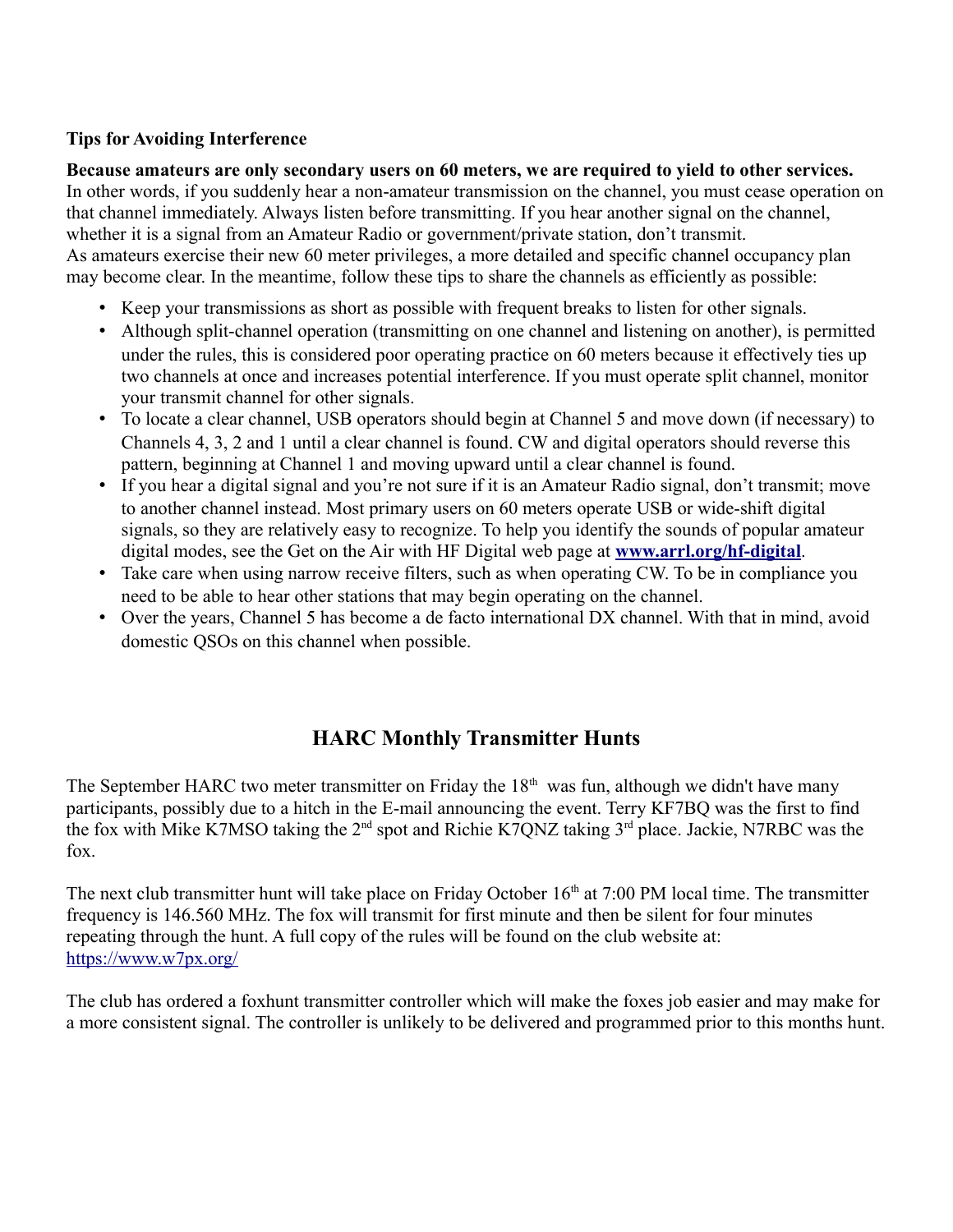**Tips for Avoiding Interference**

**Because amateurs are only secondary users on 60 meters, we are required to yield to other services.** In other words, if you suddenly hear a non-amateur transmission on the channel, you must cease operation on that channel immediately. Always listen before transmitting. If you hear another signal on the channel, whether it is a signal from an Amateur Radio or government/private station, don't transmit.
As amateurs exercise their new 60 meter privileges, a more detailed and specific channel occupancy plan may become clear. In the meantime, follow these tips to share the channels as efficiently as possible:

- Keep your transmissions as short as possible with frequent breaks to listen for other signals.
- Although split-channel operation (transmitting on one channel and listening on another), is permitted under the rules, this is considered poor operating practice on 60 meters because it effectively ties up two channels at once and increases potential interference. If you must operate split channel, monitor your transmit channel for other signals.
- To locate a clear channel, USB operators should begin at Channel 5 and move down (if necessary) to Channels 4, 3, 2 and 1 until a clear channel is found. CW and digital operators should reverse this pattern, beginning at Channel 1 and moving upward until a clear channel is found.
- If you hear a digital signal and you're not sure if it is an Amateur Radio signal, don't transmit; move to another channel instead. Most primary users on 60 meters operate USB or wide-shift digital signals, so they are relatively easy to recognize. To help you identify the sounds of popular amateur digital modes, see the Get on the Air with HF Digital web page at **www.arrl.org/hf-digital**.
- Take care when using narrow receive filters, such as when operating CW. To be in compliance you need to be able to hear other stations that may begin operating on the channel.
- Over the years, Channel 5 has become a de facto international DX channel. With that in mind, avoid domestic QSOs on this channel when possible.

## HARC Monthly Transmitter Hunts

The September HARC two meter transmitter on Friday the 18th was fun, although we didn't have many participants, possibly due to a hitch in the E-mail announcing the event. Terry KF7BQ was the first to find the fox with Mike K7MSO taking the 2nd spot and Richie K7QNZ taking 3rd place. Jackie, N7RBC was the fox.

The next club transmitter hunt will take place on Friday October 16th at 7:00 PM local time. The transmitter frequency is 146.560 MHz. The fox will transmit for first minute and then be silent for four minutes repeating through the hunt. A full copy of the rules will be found on the club website at: https://www.w7px.org/

The club has ordered a foxhunt transmitter controller which will make the foxes job easier and may make for a more consistent signal. The controller is unlikely to be delivered and programmed prior to this months hunt.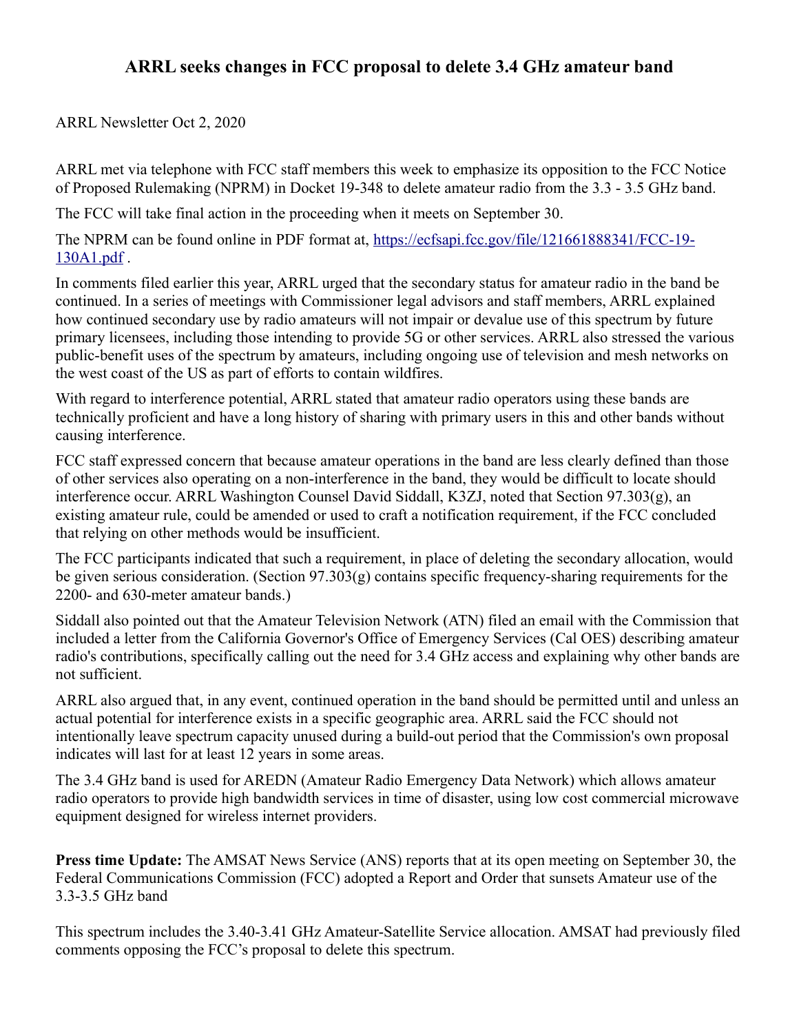# ARRL seeks changes in FCC proposal to delete 3.4 GHz amateur band

ARRL Newsletter Oct 2, 2020

ARRL met via telephone with FCC staff members this week to emphasize its opposition to the FCC Notice of Proposed Rulemaking (NPRM) in Docket 19-348 to delete amateur radio from the 3.3 - 3.5 GHz band.

The FCC will take final action in the proceeding when it meets on September 30.

The NPRM can be found online in PDF format at, https://ecfsapi.fcc.gov/file/121661888341/FCC-19-130A1.pdf .

In comments filed earlier this year, ARRL urged that the secondary status for amateur radio in the band be continued. In a series of meetings with Commissioner legal advisors and staff members, ARRL explained how continued secondary use by radio amateurs will not impair or devalue use of this spectrum by future primary licensees, including those intending to provide 5G or other services. ARRL also stressed the various public-benefit uses of the spectrum by amateurs, including ongoing use of television and mesh networks on the west coast of the US as part of efforts to contain wildfires.

With regard to interference potential, ARRL stated that amateur radio operators using these bands are technically proficient and have a long history of sharing with primary users in this and other bands without causing interference.

FCC staff expressed concern that because amateur operations in the band are less clearly defined than those of other services also operating on a non-interference in the band, they would be difficult to locate should interference occur. ARRL Washington Counsel David Siddall, K3ZJ, noted that Section 97.303(g), an existing amateur rule, could be amended or used to craft a notification requirement, if the FCC concluded that relying on other methods would be insufficient.

The FCC participants indicated that such a requirement, in place of deleting the secondary allocation, would be given serious consideration. (Section 97.303(g) contains specific frequency-sharing requirements for the 2200- and 630-meter amateur bands.)

Siddall also pointed out that the Amateur Television Network (ATN) filed an email with the Commission that included a letter from the California Governor's Office of Emergency Services (Cal OES) describing amateur radio's contributions, specifically calling out the need for 3.4 GHz access and explaining why other bands are not sufficient.

ARRL also argued that, in any event, continued operation in the band should be permitted until and unless an actual potential for interference exists in a specific geographic area. ARRL said the FCC should not intentionally leave spectrum capacity unused during a build-out period that the Commission's own proposal indicates will last for at least 12 years in some areas.

The 3.4 GHz band is used for AREDN (Amateur Radio Emergency Data Network) which allows amateur radio operators to provide high bandwidth services in time of disaster, using low cost commercial microwave equipment designed for wireless internet providers.

**Press time Update:** The AMSAT News Service (ANS) reports that at its open meeting on September 30, the Federal Communications Commission (FCC) adopted a Report and Order that sunsets Amateur use of the 3.3-3.5 GHz band

This spectrum includes the 3.40-3.41 GHz Amateur-Satellite Service allocation. AMSAT had previously filed comments opposing the FCC's proposal to delete this spectrum.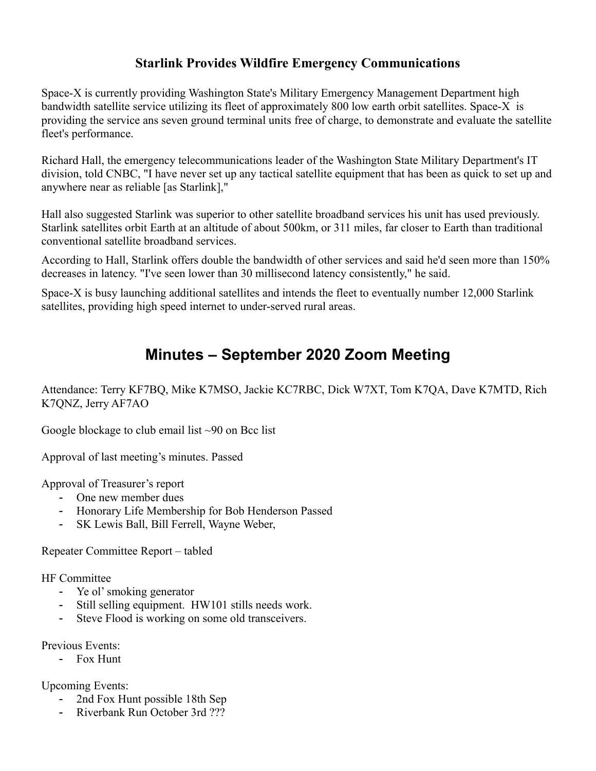### Starlink Provides Wildfire Emergency Communications

Space-X is currently providing Washington State's Military Emergency Management Department high bandwidth satellite service utilizing its fleet of approximately 800 low earth orbit satellites. Space-X is providing the service ans seven ground terminal units free of charge, to demonstrate and evaluate the satellite fleet's performance.

Richard Hall, the emergency telecommunications leader of the Washington State Military Department's IT division, told CNBC, "I have never set up any tactical satellite equipment that has been as quick to set up and anywhere near as reliable [as Starlink],"

Hall also suggested Starlink was superior to other satellite broadband services his unit has used previously. Starlink satellites orbit Earth at an altitude of about 500km, or 311 miles, far closer to Earth than traditional conventional satellite broadband services.

According to Hall, Starlink offers double the bandwidth of other services and said he'd seen more than 150% decreases in latency. "I've seen lower than 30 millisecond latency consistently," he said.

Space-X is busy launching additional satellites and intends the fleet to eventually number 12,000 Starlink satellites, providing high speed internet to under-served rural areas.

## Minutes – September 2020 Zoom Meeting

Attendance: Terry KF7BQ, Mike K7MSO, Jackie KC7RBC, Dick W7XT, Tom K7QA, Dave K7MTD, Rich K7QNZ, Jerry AF7AO

Google blockage to club email list ~90 on Bcc list

Approval of last meeting's minutes. Passed

Approval of Treasurer's report

- One new member dues
- Honorary Life Membership for Bob Henderson Passed
- SK Lewis Ball, Bill Ferrell, Wayne Weber,

Repeater Committee Report – tabled

HF Committee

- Ye ol' smoking generator
- Still selling equipment. HW101 stills needs work.
- Steve Flood is working on some old transceivers.

Previous Events:

- Fox Hunt

Upcoming Events:

- 2nd Fox Hunt possible 18th Sep
- Riverbank Run October 3rd ???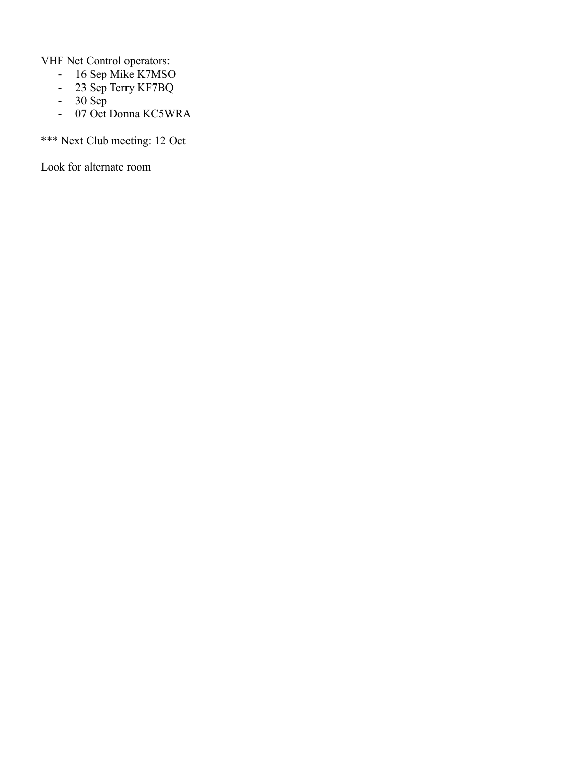VHF Net Control operators:

- 16 Sep Mike K7MSO
- 23 Sep Terry KF7BQ
- 30 Sep
- 07 Oct Donna KC5WRA

*** Next Club meeting: 12 Oct

Look for alternate room